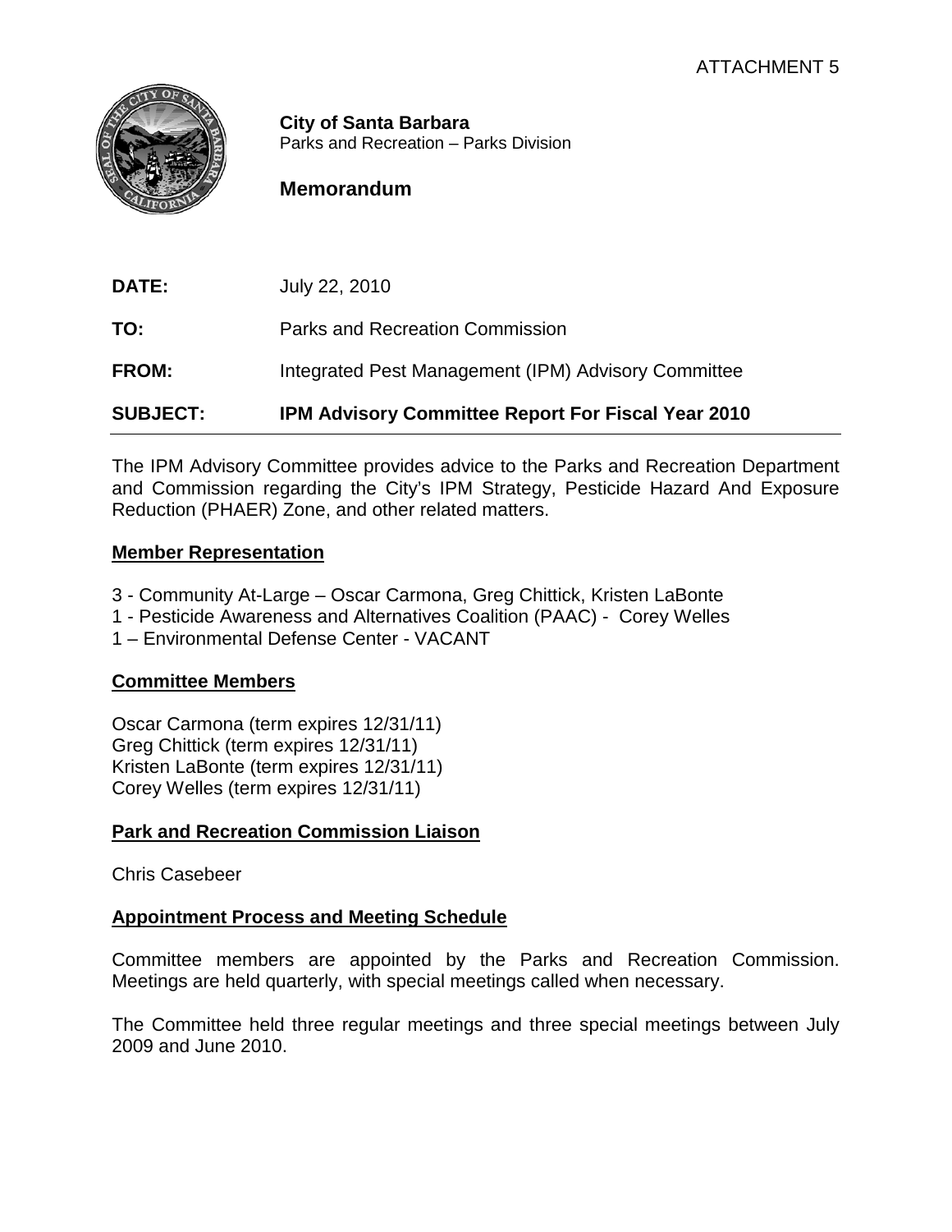ATTACHMENT 5

**City of Santa Barbara**
Parks and Recreation – Parks Division

## Memorandum

**DATE:** July 22, 2010

**TO:** Parks and Recreation Commission

**FROM:** Integrated Pest Management (IPM) Advisory Committee

**SUBJECT:** **IPM Advisory Committee Report For Fiscal Year 2010**

The IPM Advisory Committee provides advice to the Parks and Recreation Department and Commission regarding the City's IPM Strategy, Pesticide Hazard And Exposure Reduction (PHAER) Zone, and other related matters.

**Member Representation**

3 - Community At-Large – Oscar Carmona, Greg Chittick, Kristen LaBonte
1 - Pesticide Awareness and Alternatives Coalition (PAAC) - Corey Welles
1 – Environmental Defense Center - VACANT

**Committee Members**

Oscar Carmona (term expires 12/31/11)
Greg Chittick (term expires 12/31/11)
Kristen LaBonte (term expires 12/31/11)
Corey Welles (term expires 12/31/11)

**Park and Recreation Commission Liaison**

Chris Casebeer

**Appointment Process and Meeting Schedule**

Committee members are appointed by the Parks and Recreation Commission. Meetings are held quarterly, with special meetings called when necessary.

The Committee held three regular meetings and three special meetings between July 2009 and June 2010.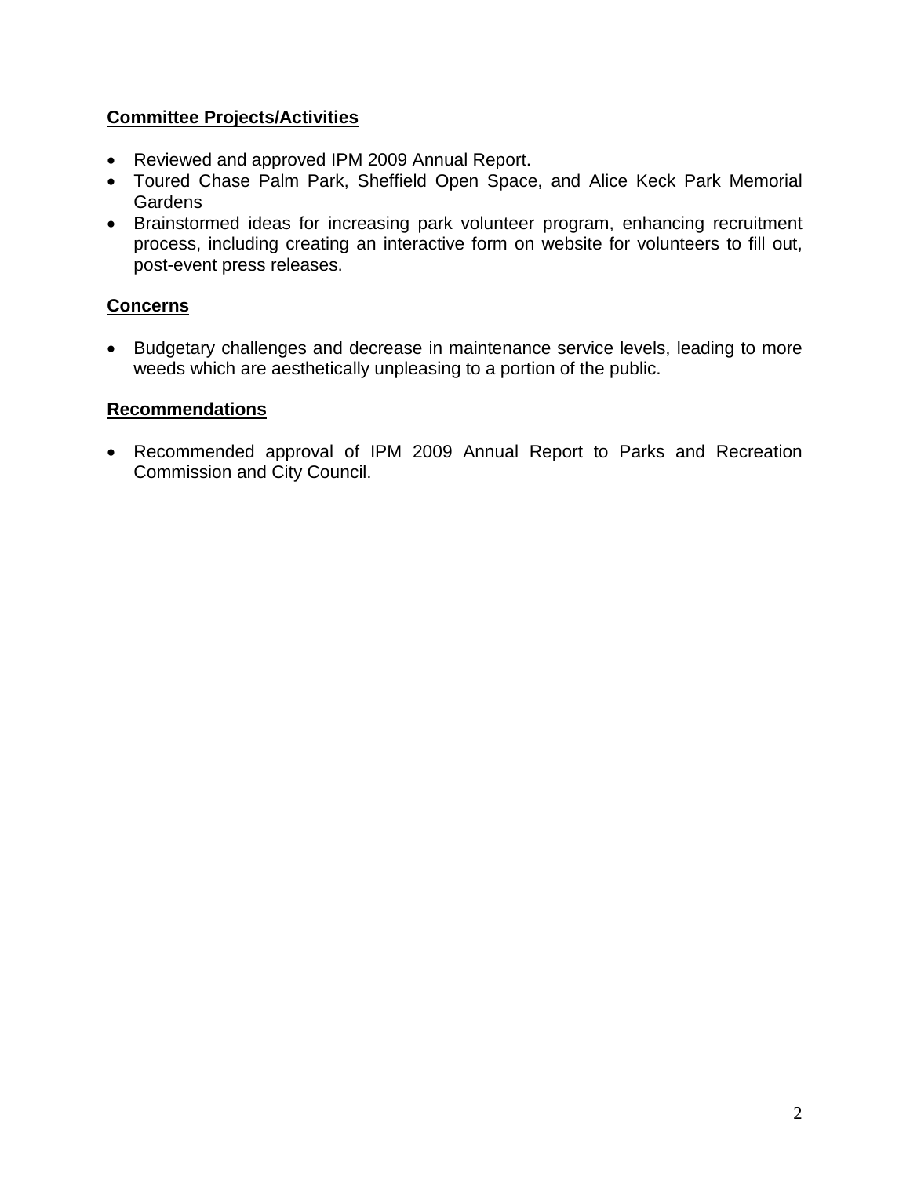**Committee Projects/Activities**

- Reviewed and approved IPM 2009 Annual Report.
- Toured Chase Palm Park, Sheffield Open Space, and Alice Keck Park Memorial Gardens
- Brainstormed ideas for increasing park volunteer program, enhancing recruitment process, including creating an interactive form on website for volunteers to fill out, post-event press releases.

**Concerns**

- Budgetary challenges and decrease in maintenance service levels, leading to more weeds which are aesthetically unpleasing to a portion of the public.

**Recommendations**

- Recommended approval of IPM 2009 Annual Report to Parks and Recreation Commission and City Council.